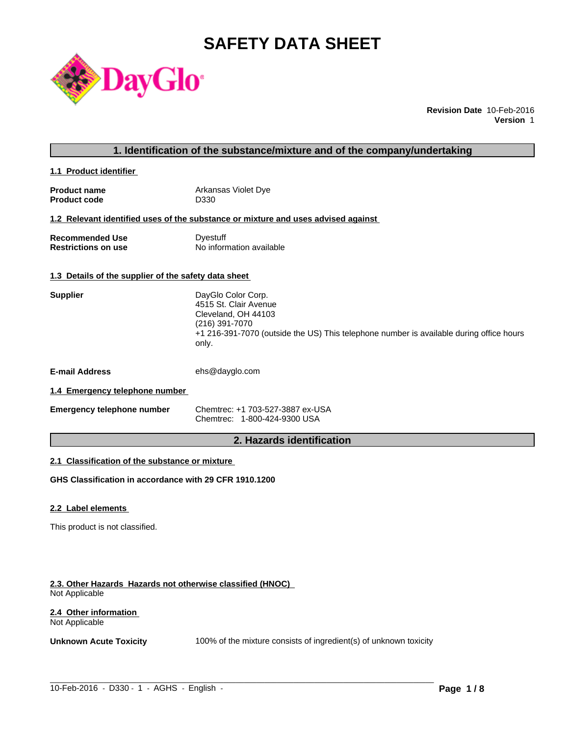# SAFETY DATA SHEET

DayGlo

**Revision Date** 10-Feb-2016
**Version** 1

## 1. Identification of the substance/mixture and of the company/undertaking

### 1.1 Product identifier

**Product name** Arkansas Violet Dye
**Product code** D330

### 1.2 Relevant identified uses of the substance or mixture and uses advised against

**Recommended Use** Dyestuff
**Restrictions on use** No information available

### 1.3 Details of the supplier of the safety data sheet

**Supplier**
DayGlo Color Corp.
4515 St. Clair Avenue
Cleveland, OH 44103
(216) 391-7070
+1 216-391-7070 (outside the US) This telephone number is available during office hours only.

**E-mail Address** ehs@dayglo.com

### 1.4 Emergency telephone number

**Emergency telephone number**
Chemtrec: +1 703-527-3887 ex-USA
Chemtrec: 1-800-424-9300 USA

## 2. Hazards identification

### 2.1 Classification of the substance or mixture

**GHS Classification in accordance with 29 CFR 1910.1200**

### 2.2 Label elements

This product is not classified.

### 2.3. Other Hazards Hazards not otherwise classified (HNOC)

Not Applicable

### 2.4 Other information

Not Applicable

**Unknown Acute Toxicity** 100% of the mixture consists of ingredient(s) of unknown toxicity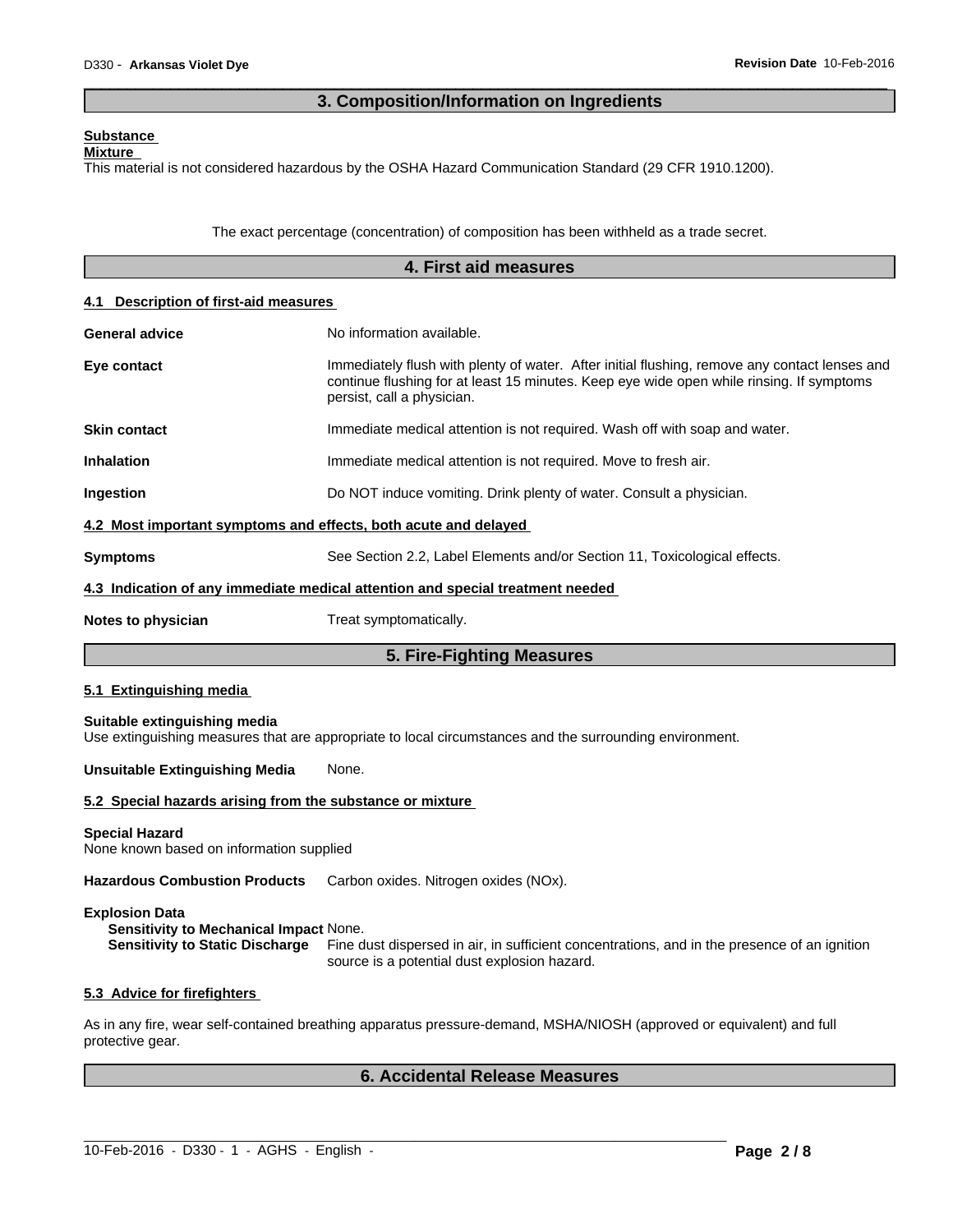## 3. Composition/Information on Ingredients

**Substance**

**Mixture**

This material is not considered hazardous by the OSHA Hazard Communication Standard (29 CFR 1910.1200).

The exact percentage (concentration) of composition has been withheld as a trade secret.

## 4. First aid measures

### 4.1 Description of first-aid measures

**General advice** No information available.

**Eye contact** Immediately flush with plenty of water. After initial flushing, remove any contact lenses and continue flushing for at least 15 minutes. Keep eye wide open while rinsing. If symptoms persist, call a physician.

**Skin contact** Immediate medical attention is not required. Wash off with soap and water.

**Inhalation** Immediate medical attention is not required. Move to fresh air.

**Ingestion** Do NOT induce vomiting. Drink plenty of water. Consult a physician.

### 4.2 Most important symptoms and effects, both acute and delayed

**Symptoms** See Section 2.2, Label Elements and/or Section 11, Toxicological effects.

### 4.3 Indication of any immediate medical attention and special treatment needed

**Notes to physician** Treat symptomatically.

## 5. Fire-Fighting Measures

### 5.1 Extinguishing media

**Suitable extinguishing media**

Use extinguishing measures that are appropriate to local circumstances and the surrounding environment.

**Unsuitable Extinguishing Media** None.

### 5.2 Special hazards arising from the substance or mixture

**Special Hazard**

None known based on information supplied

**Hazardous Combustion Products** Carbon oxides. Nitrogen oxides (NOx).

**Explosion Data**

**Sensitivity to Mechanical Impact** None.

**Sensitivity to Static Discharge** Fine dust dispersed in air, in sufficient concentrations, and in the presence of an ignition source is a potential dust explosion hazard.

### 5.3 Advice for firefighters

As in any fire, wear self-contained breathing apparatus pressure-demand, MSHA/NIOSH (approved or equivalent) and full protective gear.

## 6. Accidental Release Measures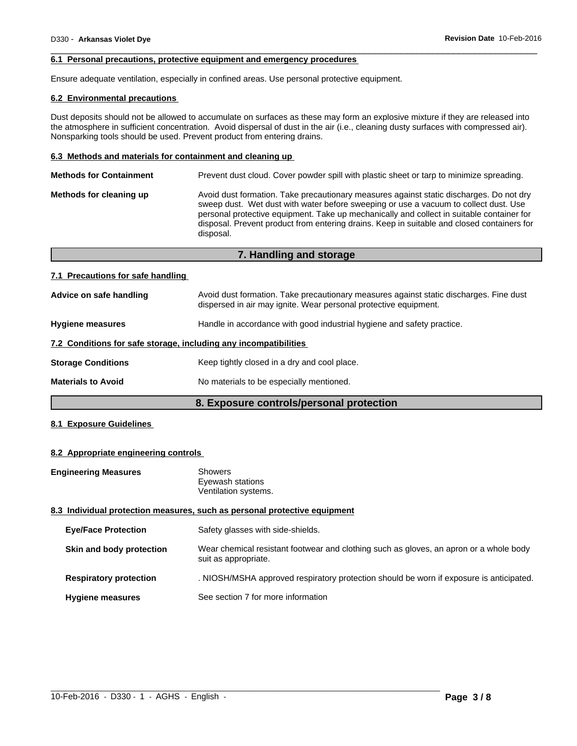### 6.1 Personal precautions, protective equipment and emergency procedures

Ensure adequate ventilation, especially in confined areas. Use personal protective equipment.

### 6.2 Environmental precautions

Dust deposits should not be allowed to accumulate on surfaces as these may form an explosive mixture if they are released into the atmosphere in sufficient concentration. Avoid dispersal of dust in the air (i.e., cleaning dusty surfaces with compressed air). Nonsparking tools should be used. Prevent product from entering drains.

### 6.3 Methods and materials for containment and cleaning up

**Methods for Containment**: Prevent dust cloud. Cover powder spill with plastic sheet or tarp to minimize spreading.

**Methods for cleaning up**: Avoid dust formation. Take precautionary measures against static discharges. Do not dry sweep dust. Wet dust with water before sweeping or use a vacuum to collect dust. Use personal protective equipment. Take up mechanically and collect in suitable container for disposal. Prevent product from entering drains. Keep in suitable and closed containers for disposal.

## 7. Handling and storage

### 7.1 Precautions for safe handling

**Advice on safe handling**: Avoid dust formation. Take precautionary measures against static discharges. Fine dust dispersed in air may ignite. Wear personal protective equipment.

**Hygiene measures**: Handle in accordance with good industrial hygiene and safety practice.

### 7.2 Conditions for safe storage, including any incompatibilities

**Storage Conditions**: Keep tightly closed in a dry and cool place.

**Materials to Avoid**: No materials to be especially mentioned.

## 8. Exposure controls/personal protection

### 8.1 Exposure Guidelines

### 8.2 Appropriate engineering controls

**Engineering Measures**: Showers
Eyewash stations
Ventilation systems.

### 8.3 Individual protection measures, such as personal protective equipment

**Eye/Face Protection**: Safety glasses with side-shields.

**Skin and body protection**: Wear chemical resistant footwear and clothing such as gloves, an apron or a whole body suit as appropriate.

**Respiratory protection**: . NIOSH/MSHA approved respiratory protection should be worn if exposure is anticipated.

**Hygiene measures**: See section 7 for more information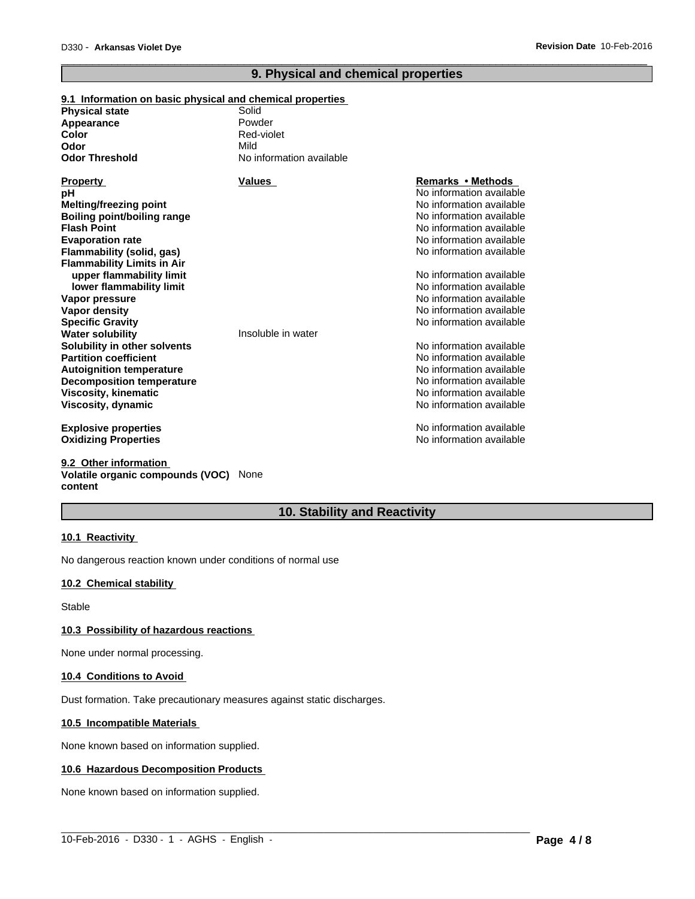## 9. Physical and chemical properties

### 9.1 Information on basic physical and chemical properties

| | |
|---|---|
| **Physical state** | Solid |
| **Appearance** | Powder |
| **Color** | Red-violet |
| **Odor** | Mild |
| **Odor Threshold** | No information available |

| **Property** | **Values** | **Remarks • Methods** |
|---|---|---|
| **pH** | | No information available |
| **Melting/freezing point** | | No information available |
| **Boiling point/boiling range** | | No information available |
| **Flash Point** | | No information available |
| **Evaporation rate** | | No information available |
| **Flammability (solid, gas)** | | No information available |
| **Flammability Limits in Air** | | |
| **upper flammability limit** | | No information available |
| **lower flammability limit** | | No information available |
| **Vapor pressure** | | No information available |
| **Vapor density** | | No information available |
| **Specific Gravity** | | No information available |
| **Water solubility** | Insoluble in water | |
| **Solubility in other solvents** | | No information available |
| **Partition coefficient** | | No information available |
| **Autoignition temperature** | | No information available |
| **Decomposition temperature** | | No information available |
| **Viscosity, kinematic** | | No information available |
| **Viscosity, dynamic** | | No information available |
| **Explosive properties** | | No information available |
| **Oxidizing Properties** | | No information available |

### 9.2 Other information

**Volatile organic compounds (VOC) content** None

## 10. Stability and Reactivity

### 10.1 Reactivity

No dangerous reaction known under conditions of normal use

### 10.2 Chemical stability

Stable

### 10.3 Possibility of hazardous reactions

None under normal processing.

### 10.4 Conditions to Avoid

Dust formation. Take precautionary measures against static discharges.

### 10.5 Incompatible Materials

None known based on information supplied.

### 10.6 Hazardous Decomposition Products

None known based on information supplied.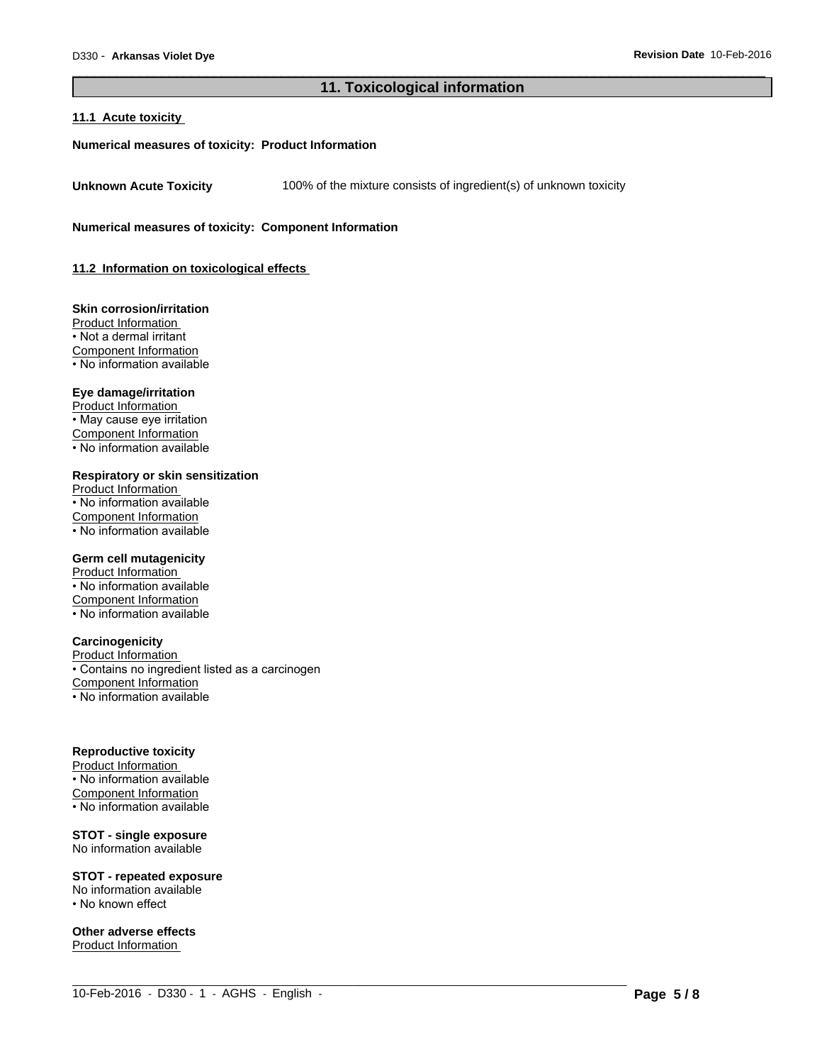## 11. Toxicological information

### 11.1 Acute toxicity

**Numerical measures of toxicity: Product Information**

**Unknown Acute Toxicity** 100% of the mixture consists of ingredient(s) of unknown toxicity

**Numerical measures of toxicity: Component Information**

### 11.2 Information on toxicological effects

**Skin corrosion/irritation**
Product Information
• Not a dermal irritant
Component Information
• No information available

**Eye damage/irritation**
Product Information
• May cause eye irritation
Component Information
• No information available

**Respiratory or skin sensitization**
Product Information
• No information available
Component Information
• No information available

**Germ cell mutagenicity**
Product Information
• No information available
Component Information
• No information available

**Carcinogenicity**
Product Information
• Contains no ingredient listed as a carcinogen
Component Information
• No information available

**Reproductive toxicity**
Product Information
• No information available
Component Information
• No information available

**STOT - single exposure**
No information available

**STOT - repeated exposure**
No information available
• No known effect

**Other adverse effects**
Product Information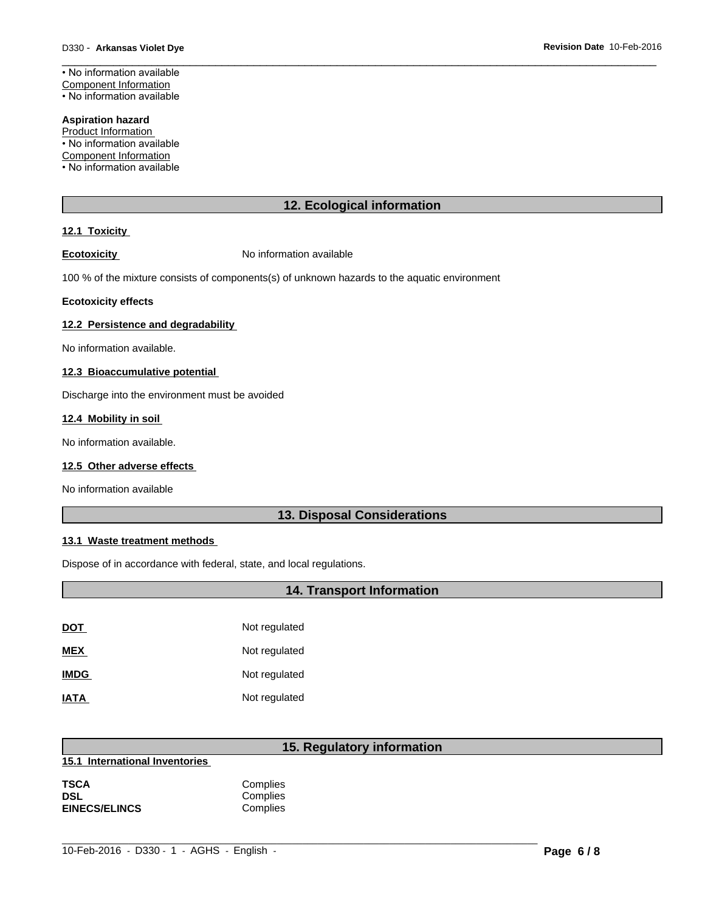• No information available
Component Information
• No information available

**Aspiration hazard**
Product Information
• No information available
Component Information
• No information available

## 12. Ecological information

### 12.1 Toxicity

**Ecotoxicity** No information available

100 % of the mixture consists of components(s) of unknown hazards to the aquatic environment

**Ecotoxicity effects**

### 12.2 Persistence and degradability

No information available.

### 12.3 Bioaccumulative potential

Discharge into the environment must be avoided

### 12.4 Mobility in soil

No information available.

### 12.5 Other adverse effects

No information available

## 13. Disposal Considerations

### 13.1 Waste treatment methods

Dispose of in accordance with federal, state, and local regulations.

## 14. Transport Information

| | |
|---|---|
| **DOT** | Not regulated |
| **MEX** | Not regulated |
| **IMDG** | Not regulated |
| **IATA** | Not regulated |

## 15. Regulatory information

### 15.1 International Inventories

| | |
|---|---|
| **TSCA** | Complies |
| **DSL** | Complies |
| **EINECS/ELINCS** | Complies |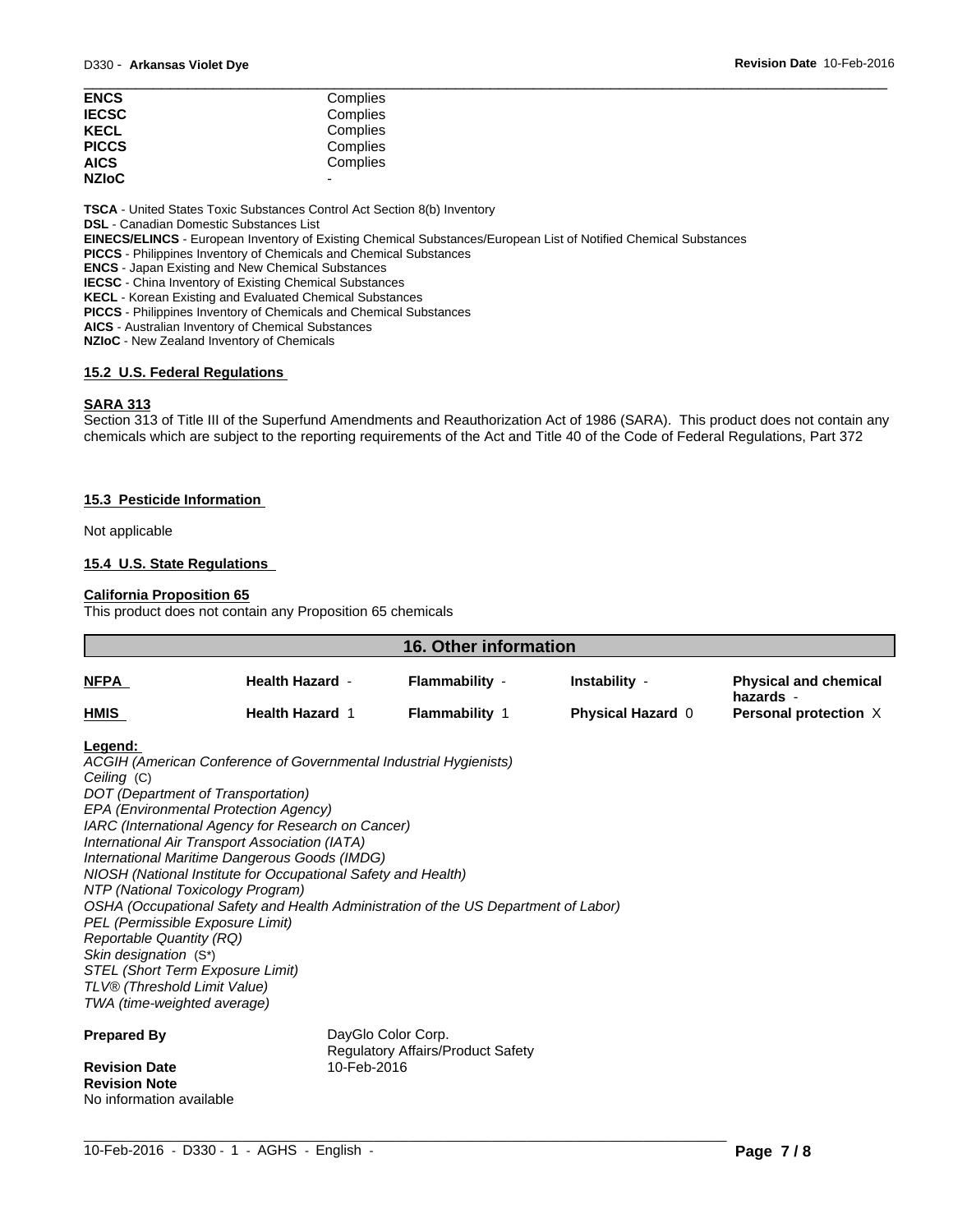| | |
|---|---|
| **ENCS** | Complies |
| **IECSC** | Complies |
| **KECL** | Complies |
| **PICCS** | Complies |
| **AICS** | Complies |
| **NZIoC** | - |

**TSCA** - United States Toxic Substances Control Act Section 8(b) Inventory
**DSL** - Canadian Domestic Substances List
**EINECS/ELINCS** - European Inventory of Existing Chemical Substances/European List of Notified Chemical Substances
**PICCS** - Philippines Inventory of Chemicals and Chemical Substances
**ENCS** - Japan Existing and New Chemical Substances
**IECSC** - China Inventory of Existing Chemical Substances
**KECL** - Korean Existing and Evaluated Chemical Substances
**PICCS** - Philippines Inventory of Chemicals and Chemical Substances
**AICS** - Australian Inventory of Chemical Substances
**NZIoC** - New Zealand Inventory of Chemicals

### 15.2 U.S. Federal Regulations

**SARA 313**
Section 313 of Title III of the Superfund Amendments and Reauthorization Act of 1986 (SARA). This product does not contain any chemicals which are subject to the reporting requirements of the Act and Title 40 of the Code of Federal Regulations, Part 372

### 15.3 Pesticide Information

Not applicable

### 15.4 U.S. State Regulations

**California Proposition 65**
This product does not contain any Proposition 65 chemicals

## 16. Other information

| | | | | |
|---|---|---|---|---|
| **NFPA** | **Health Hazard** - | **Flammability** - | **Instability** - | **Physical and chemical hazards** - |
| **HMIS** | **Health Hazard** 1 | **Flammability** 1 | **Physical Hazard** 0 | **Personal protection** X |

**Legend:**
*ACGIH (American Conference of Governmental Industrial Hygienists)*
*Ceiling* (C)
*DOT (Department of Transportation)*
*EPA (Environmental Protection Agency)*
*IARC (International Agency for Research on Cancer)*
*International Air Transport Association (IATA)*
*International Maritime Dangerous Goods (IMDG)*
*NIOSH (National Institute for Occupational Safety and Health)*
*NTP (National Toxicology Program)*
*OSHA (Occupational Safety and Health Administration of the US Department of Labor)*
*PEL (Permissible Exposure Limit)*
*Reportable Quantity (RQ)*
*Skin designation* (S*)
*STEL (Short Term Exposure Limit)*
*TLV® (Threshold Limit Value)*
*TWA (time-weighted average)*

**Prepared By** DayGlo Color Corp.
Regulatory Affairs/Product Safety

**Revision Date** 10-Feb-2016

**Revision Note**
No information available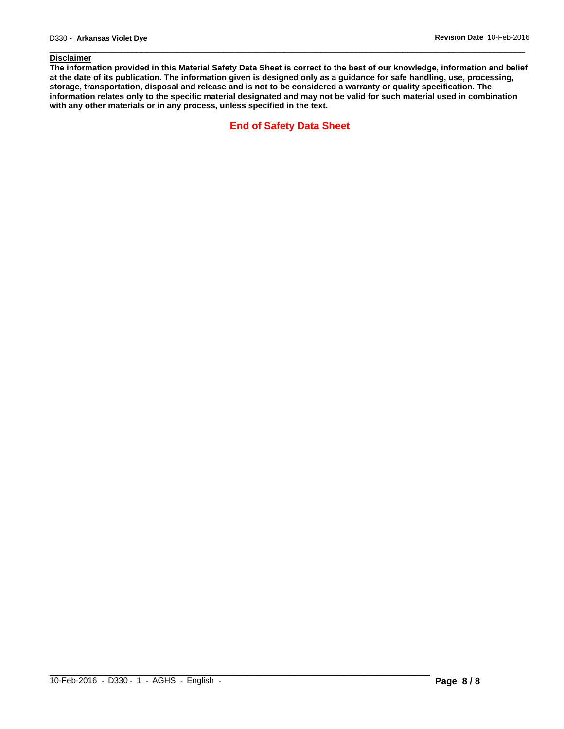**Disclaimer**

**The information provided in this Material Safety Data Sheet is correct to the best of our knowledge, information and belief at the date of its publication. The information given is designed only as a guidance for safe handling, use, processing, storage, transportation, disposal and release and is not to be considered a warranty or quality specification. The information relates only to the specific material designated and may not be valid for such material used in combination with any other materials or in any process, unless specified in the text.**

**End of Safety Data Sheet**